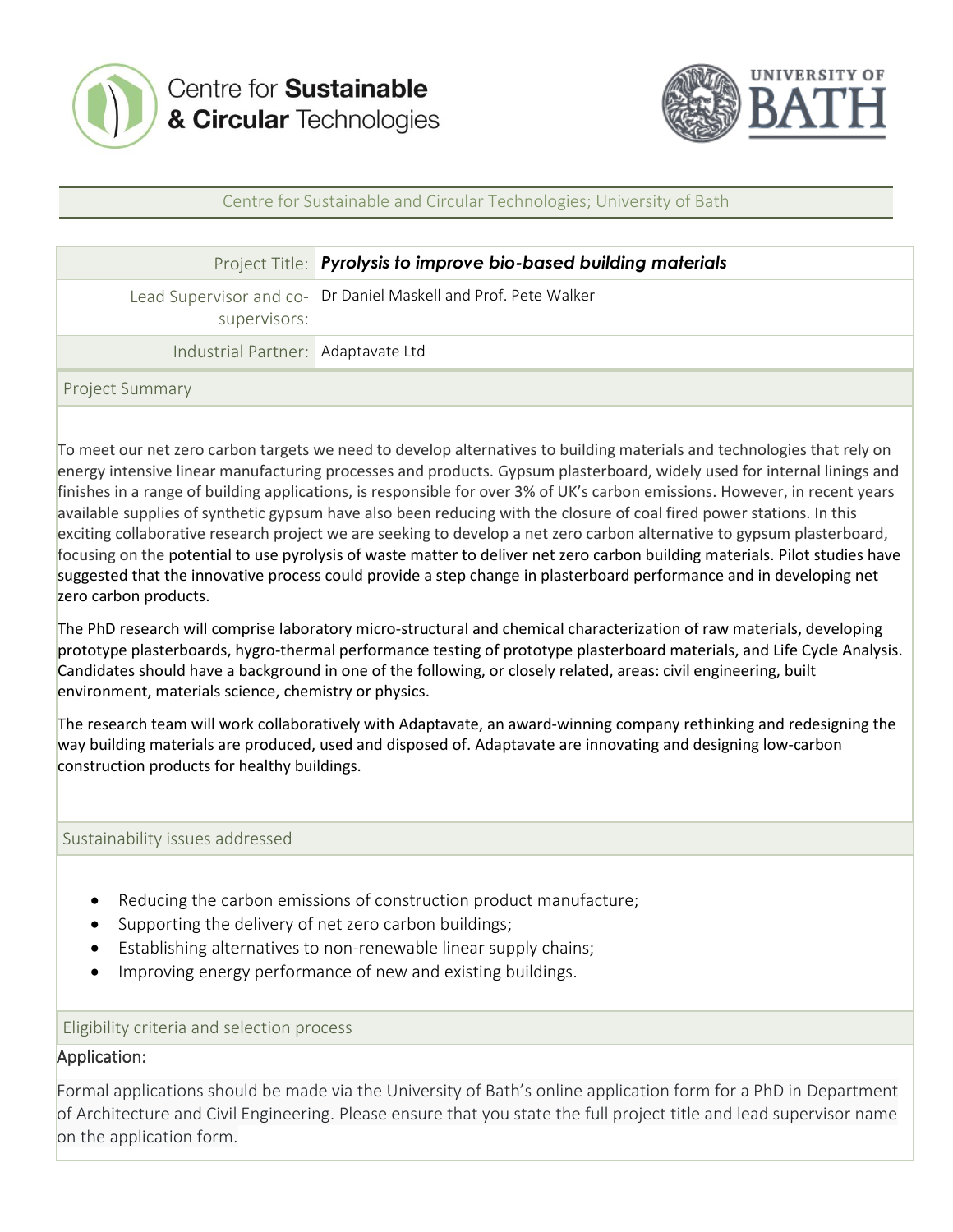Centre for **Sustainable & Circular** Technologies

UNIVERSITY OF BATH

Centre for Sustainable and Circular Technologies; University of Bath

| Project Title: | ***Pyrolysis to improve bio-based building materials*** |
| --- | --- |
| Lead Supervisor and co-supervisors: | Dr Daniel Maskell and Prof. Pete Walker |
| Industrial Partner: | Adaptavate Ltd |

## Project Summary

To meet our net zero carbon targets we need to develop alternatives to building materials and technologies that rely on energy intensive linear manufacturing processes and products. Gypsum plasterboard, widely used for internal linings and finishes in a range of building applications, is responsible for over 3% of UK's carbon emissions. However, in recent years available supplies of synthetic gypsum have also been reducing with the closure of coal fired power stations. In this exciting collaborative research project we are seeking to develop a net zero carbon alternative to gypsum plasterboard, focusing on the potential to use pyrolysis of waste matter to deliver net zero carbon building materials. Pilot studies have suggested that the innovative process could provide a step change in plasterboard performance and in developing net zero carbon products.

The PhD research will comprise laboratory micro-structural and chemical characterization of raw materials, developing prototype plasterboards, hygro-thermal performance testing of prototype plasterboard materials, and Life Cycle Analysis. Candidates should have a background in one of the following, or closely related, areas: civil engineering, built environment, materials science, chemistry or physics.

The research team will work collaboratively with Adaptavate, an award-winning company rethinking and redesigning the way building materials are produced, used and disposed of. Adaptavate are innovating and designing low-carbon construction products for healthy buildings.

## Sustainability issues addressed

- Reducing the carbon emissions of construction product manufacture;
- Supporting the delivery of net zero carbon buildings;
- Establishing alternatives to non-renewable linear supply chains;
- Improving energy performance of new and existing buildings.

## Eligibility criteria and selection process

### Application:

Formal applications should be made via the University of Bath's online application form for a PhD in Department of Architecture and Civil Engineering. Please ensure that you state the full project title and lead supervisor name on the application form.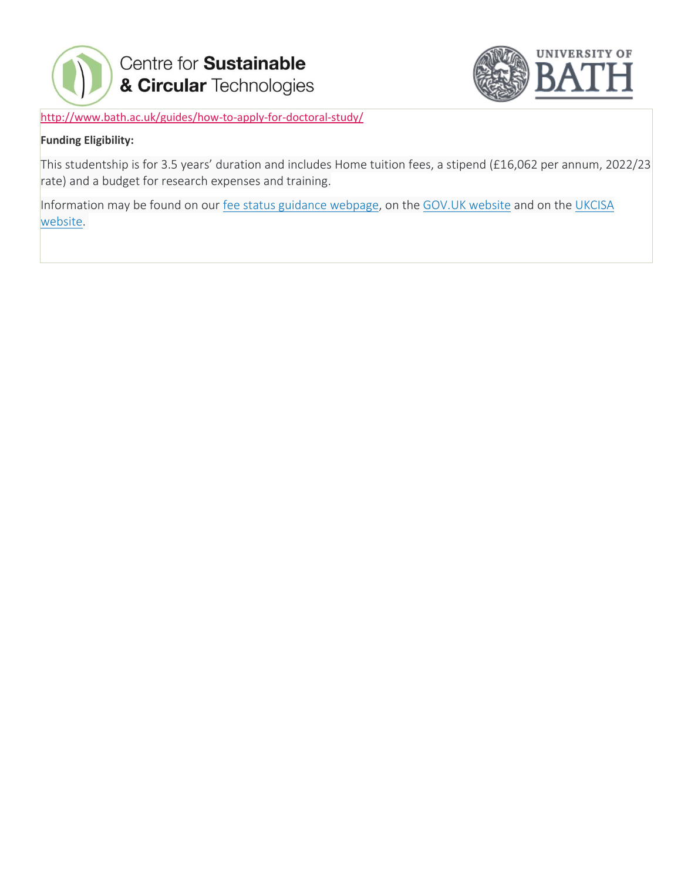http://www.bath.ac.uk/guides/how-to-apply-for-doctoral-study/

**Funding Eligibility:**

This studentship is for 3.5 years' duration and includes Home tuition fees, a stipend (£16,062 per annum, 2022/23 rate) and a budget for research expenses and training.

Information may be found on our fee status guidance webpage, on the GOV.UK website and on the UKCISA website.